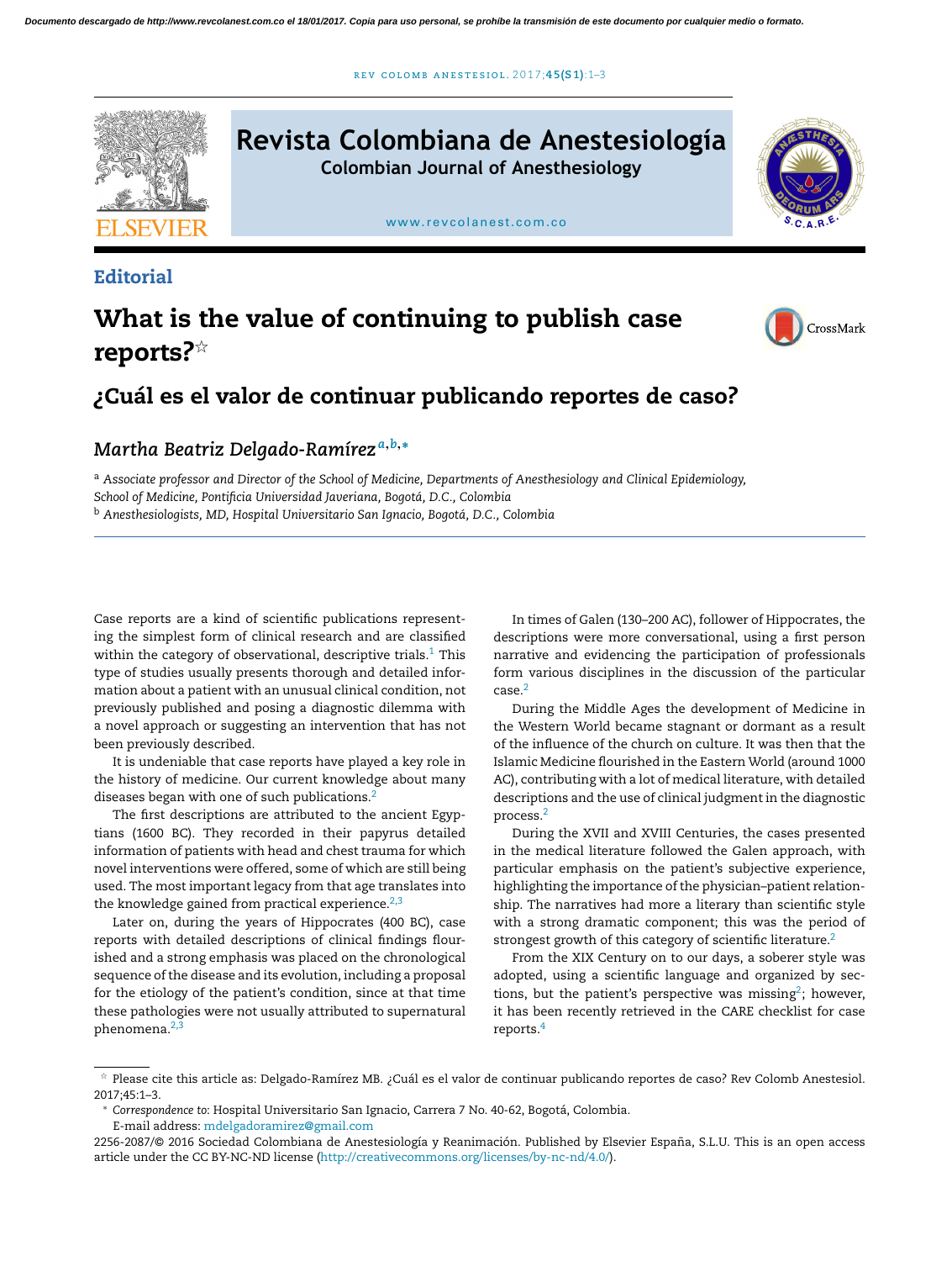Editorial

# What is the value of continuing to publish case reports?☆

## ¿Cuál es el valor de continuar publicando reportes de caso?

*Martha Beatriz Delgado-Ramírez* [a,b,*]

[a] *Associate professor and Director of the School of Medicine, Departments of Anesthesiology and Clinical Epidemiology, School of Medicine, Pontificia Universidad Javeriana, Bogotá, D.C., Colombia*
[b] *Anesthesiologists, MD, Hospital Universitario San Ignacio, Bogotá, D.C., Colombia*

Case reports are a kind of scientific publications representing the simplest form of clinical research and are classified within the category of observational, descriptive trials.[1] This type of studies usually presents thorough and detailed information about a patient with an unusual clinical condition, not previously published and posing a diagnostic dilemma with a novel approach or suggesting an intervention that has not been previously described.

It is undeniable that case reports have played a key role in the history of medicine. Our current knowledge about many diseases began with one of such publications.[2]

The first descriptions are attributed to the ancient Egyptians (1600 BC). They recorded in their papyrus detailed information of patients with head and chest trauma for which novel interventions were offered, some of which are still being used. The most important legacy from that age translates into the knowledge gained from practical experience.[2,3]

Later on, during the years of Hippocrates (400 BC), case reports with detailed descriptions of clinical findings flourished and a strong emphasis was placed on the chronological sequence of the disease and its evolution, including a proposal for the etiology of the patient's condition, since at that time these pathologies were not usually attributed to supernatural phenomena.[2,3]

In times of Galen (130–200 AC), follower of Hippocrates, the descriptions were more conversational, using a first person narrative and evidencing the participation of professionals form various disciplines in the discussion of the particular case.[2]

During the Middle Ages the development of Medicine in the Western World became stagnant or dormant as a result of the influence of the church on culture. It was then that the Islamic Medicine flourished in the Eastern World (around 1000 AC), contributing with a lot of medical literature, with detailed descriptions and the use of clinical judgment in the diagnostic process.[2]

During the XVII and XVIII Centuries, the cases presented in the medical literature followed the Galen approach, with particular emphasis on the patient's subjective experience, highlighting the importance of the physician–patient relationship. The narratives had more a literary than scientific style with a strong dramatic component; this was the period of strongest growth of this category of scientific literature.[2]

From the XIX Century on to our days, a soberer style was adopted, using a scientific language and organized by sections, but the patient's perspective was missing[2]; however, it has been recently retrieved in the CARE checklist for case reports.[4]

☆ Please cite this article as: Delgado-Ramírez MB. ¿Cuál es el valor de continuar publicando reportes de caso? Rev Colomb Anestesiol. 2017;45:1–3.

* *Correspondence to*: Hospital Universitario San Ignacio, Carrera 7 No. 40-62, Bogotá, Colombia.
E-mail address: mdelgadoramirez@gmail.com

2256-2087/© 2016 Sociedad Colombiana de Anestesiología y Reanimación. Published by Elsevier España, S.L.U. This is an open access article under the CC BY-NC-ND license (http://creativecommons.org/licenses/by-nc-nd/4.0/).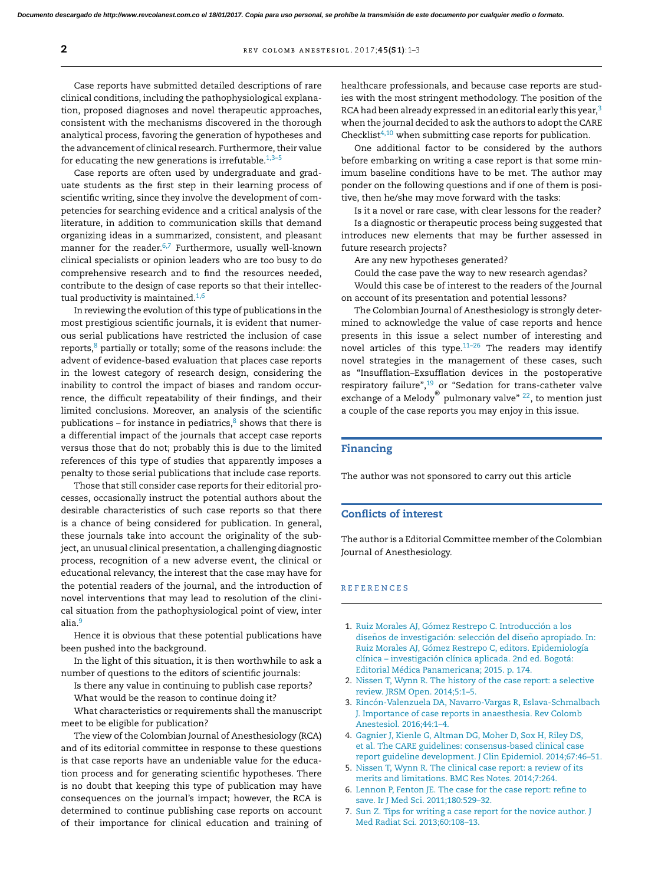Case reports have submitted detailed descriptions of rare clinical conditions, including the pathophysiological explanation, proposed diagnoses and novel therapeutic approaches, consistent with the mechanisms discovered in the thorough analytical process, favoring the generation of hypotheses and the advancement of clinical research. Furthermore, their value for educating the new generations is irrefutable.[1,3–5]

Case reports are often used by undergraduate and graduate students as the first step in their learning process of scientific writing, since they involve the development of competencies for searching evidence and a critical analysis of the literature, in addition to communication skills that demand organizing ideas in a summarized, consistent, and pleasant manner for the reader.[6,7] Furthermore, usually well-known clinical specialists or opinion leaders who are too busy to do comprehensive research and to find the resources needed, contribute to the design of case reports so that their intellectual productivity is maintained.[1,6]

In reviewing the evolution of this type of publications in the most prestigious scientific journals, it is evident that numerous serial publications have restricted the inclusion of case reports,[8] partially or totally; some of the reasons include: the advent of evidence-based evaluation that places case reports in the lowest category of research design, considering the inability to control the impact of biases and random occurrence, the difficult repeatability of their findings, and their limited conclusions. Moreover, an analysis of the scientific publications – for instance in pediatrics,[8] shows that there is a differential impact of the journals that accept case reports versus those that do not; probably this is due to the limited references of this type of studies that apparently imposes a penalty to those serial publications that include case reports.

Those that still consider case reports for their editorial processes, occasionally instruct the potential authors about the desirable characteristics of such case reports so that there is a chance of being considered for publication. In general, these journals take into account the originality of the subject, an unusual clinical presentation, a challenging diagnostic process, recognition of a new adverse event, the clinical or educational relevancy, the interest that the case may have for the potential readers of the journal, and the introduction of novel interventions that may lead to resolution of the clinical situation from the pathophysiological point of view, inter alia.[9]

Hence it is obvious that these potential publications have been pushed into the background.

In the light of this situation, it is then worthwhile to ask a number of questions to the editors of scientific journals:

Is there any value in continuing to publish case reports?

What would be the reason to continue doing it?

What characteristics or requirements shall the manuscript meet to be eligible for publication?

The view of the Colombian Journal of Anesthesiology (RCA) and of its editorial committee in response to these questions is that case reports have an undeniable value for the education process and for generating scientific hypotheses. There is no doubt that keeping this type of publication may have consequences on the journal's impact; however, the RCA is determined to continue publishing case reports on account of their importance for clinical education and training of healthcare professionals, and because case reports are studies with the most stringent methodology. The position of the RCA had been already expressed in an editorial early this year,[3] when the journal decided to ask the authors to adopt the CARE Checklist[4,10] when submitting case reports for publication.

One additional factor to be considered by the authors before embarking on writing a case report is that some minimum baseline conditions have to be met. The author may ponder on the following questions and if one of them is positive, then he/she may move forward with the tasks:

Is it a novel or rare case, with clear lessons for the reader?

Is a diagnostic or therapeutic process being suggested that introduces new elements that may be further assessed in future research projects?

Are any new hypotheses generated?

Could the case pave the way to new research agendas?

Would this case be of interest to the readers of the Journal on account of its presentation and potential lessons?

The Colombian Journal of Anesthesiology is strongly determined to acknowledge the value of case reports and hence presents in this issue a select number of interesting and novel articles of this type.[11–26] The readers may identify novel strategies in the management of these cases, such as "Insufflation–Exsufflation devices in the postoperative respiratory failure",[19] or "Sedation for trans-catheter valve exchange of a Melody® pulmonary valve" [22], to mention just a couple of the case reports you may enjoy in this issue.

## Financing

The author was not sponsored to carry out this article

## Conflicts of interest

The author is a Editorial Committee member of the Colombian Journal of Anesthesiology.

## REFERENCES

1. Ruiz Morales AJ, Gómez Restrepo C. Introducción a los diseños de investigación: selección del diseño apropiado. In: Ruiz Morales AJ, Gómez Restrepo C, editors. Epidemiología clínica – investigación clínica aplicada. 2nd ed. Bogotá: Editorial Médica Panamericana; 2015. p. 174.
2. Nissen T, Wynn R. The history of the case report: a selective review. JRSM Open. 2014;5:1–5.
3. Rincón-Valenzuela DA, Navarro-Vargas R, Eslava-Schmalbach J. Importance of case reports in anaesthesia. Rev Colomb Anestesiol. 2016;44:1–4.
4. Gagnier J, Kienle G, Altman DG, Moher D, Sox H, Riley DS, et al. The CARE guidelines: consensus-based clinical case report guideline development. J Clin Epidemiol. 2014;67:46–51.
5. Nissen T, Wynn R. The clinical case report: a review of its merits and limitations. BMC Res Notes. 2014;7:264.
6. Lennon P, Fenton JE. The case for the case report: refine to save. Ir J Med Sci. 2011;180:529–32.
7. Sun Z. Tips for writing a case report for the novice author. J Med Radiat Sci. 2013;60:108–13.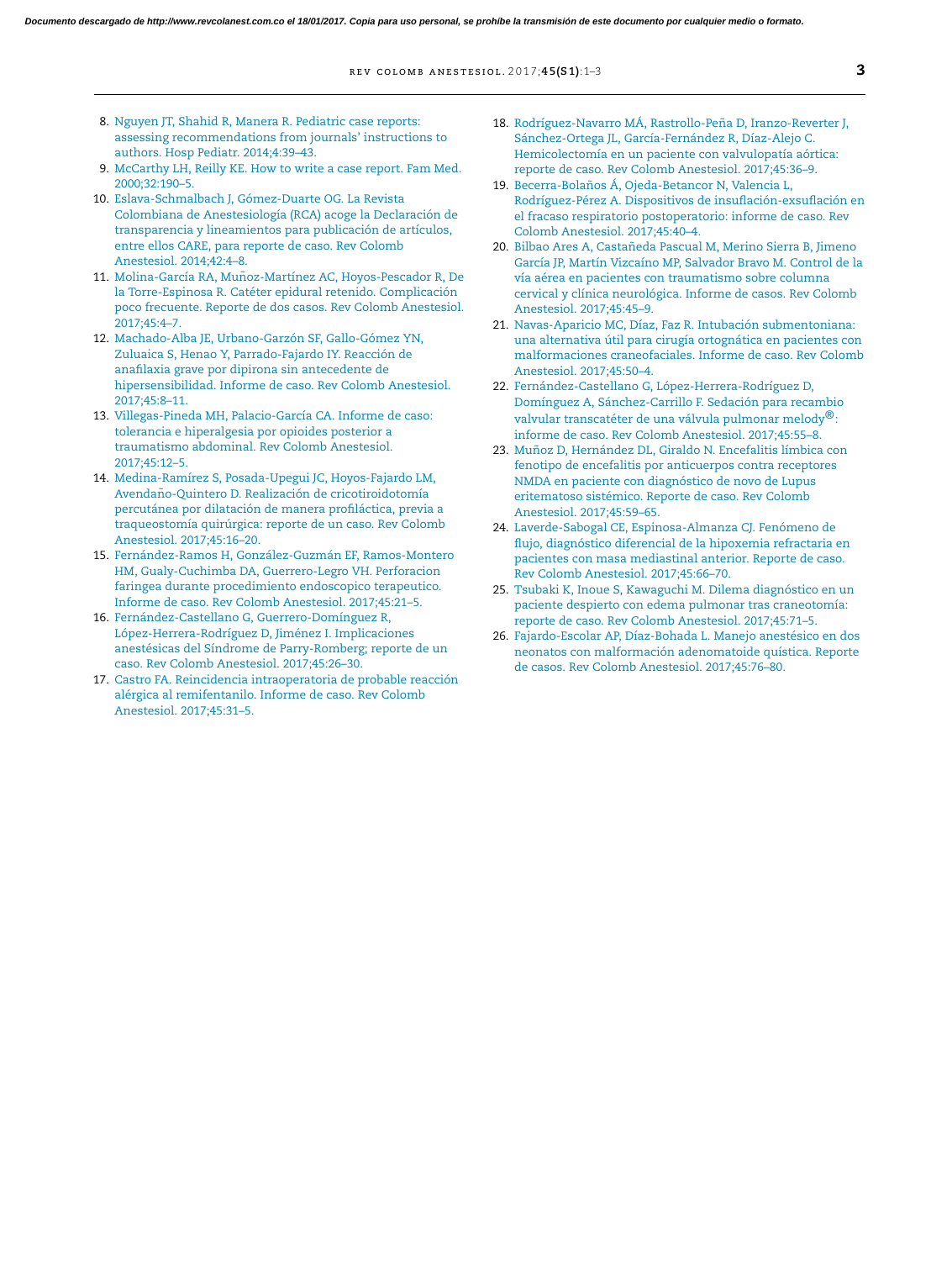8. Nguyen JT, Shahid R, Manera R. Pediatric case reports: assessing recommendations from journals' instructions to authors. Hosp Pediatr. 2014;4:39–43.
9. McCarthy LH, Reilly KE. How to write a case report. Fam Med. 2000;32:190–5.
10. Eslava-Schmalbach J, Gómez-Duarte OG. La Revista Colombiana de Anestesiología (RCA) acoge la Declaración de transparencia y lineamientos para publicación de artículos, entre ellos CARE, para reporte de caso. Rev Colomb Anestesiol. 2014;42:4–8.
11. Molina-García RA, Muñoz-Martínez AC, Hoyos-Pescador R, De la Torre-Espinosa R. Catéter epidural retenido. Complicación poco frecuente. Reporte de dos casos. Rev Colomb Anestesiol. 2017;45:4–7.
12. Machado-Alba JE, Urbano-Garzón SF, Gallo-Gómez YN, Zuluaica S, Henao Y, Parrado-Fajardo IY. Reacción de anafilaxia grave por dipirona sin antecedente de hipersensibilidad. Informe de caso. Rev Colomb Anestesiol. 2017;45:8–11.
13. Villegas-Pineda MH, Palacio-García CA. Informe de caso: tolerancia e hiperalgesia por opioides posterior a traumatismo abdominal. Rev Colomb Anestesiol. 2017;45:12–5.
14. Medina-Ramírez S, Posada-Upegui JC, Hoyos-Fajardo LM, Avendaño-Quintero D. Realización de cricotiroidotomía percutánea por dilatación de manera profiláctica, previa a traqueostomía quirúrgica: reporte de un caso. Rev Colomb Anestesiol. 2017;45:16–20.
15. Fernández-Ramos H, González-Guzmán EF, Ramos-Montero HM, Gualy-Cuchimba DA, Guerrero-Legro VH. Perforacion faringea durante procedimiento endoscopico terapeutico. Informe de caso. Rev Colomb Anestesiol. 2017;45:21–5.
16. Fernández-Castellano G, Guerrero-Domínguez R, López-Herrera-Rodríguez D, Jiménez I. Implicaciones anestésicas del Síndrome de Parry-Romberg; reporte de un caso. Rev Colomb Anestesiol. 2017;45:26–30.
17. Castro FA. Reincidencia intraoperatoria de probable reacción alérgica al remifentanilo. Informe de caso. Rev Colomb Anestesiol. 2017;45:31–5.
18. Rodríguez-Navarro MÁ, Rastrollo-Peña D, Iranzo-Reverter J, Sánchez-Ortega JL, García-Fernández R, Díaz-Alejo C. Hemicolectomía en un paciente con valvulopatía aórtica: reporte de caso. Rev Colomb Anestesiol. 2017;45:36–9.
19. Becerra-Bolaños Á, Ojeda-Betancor N, Valencia L, Rodríguez-Pérez A. Dispositivos de insuflación-exsuflación en el fracaso respiratorio postoperatorio: informe de caso. Rev Colomb Anestesiol. 2017;45:40–4.
20. Bilbao Ares A, Castañeda Pascual M, Merino Sierra B, Jimeno García JP, Martín Vizcaíno MP, Salvador Bravo M. Control de la vía aérea en pacientes con traumatismo sobre columna cervical y clínica neurológica. Informe de casos. Rev Colomb Anestesiol. 2017;45:45–9.
21. Navas-Aparicio MC, Díaz, Faz R. Intubación submentoniana: una alternativa útil para cirugía ortognática en pacientes con malformaciones craneofaciales. Informe de caso. Rev Colomb Anestesiol. 2017;45:50–4.
22. Fernández-Castellano G, López-Herrera-Rodríguez D, Domínguez A, Sánchez-Carrillo F. Sedación para recambio valvular transcatéter de una válvula pulmonar melody®: informe de caso. Rev Colomb Anestesiol. 2017;45:55–8.
23. Muñoz D, Hernández DL, Giraldo N. Encefalitis límbica con fenotipo de encefalitis por anticuerpos contra receptores NMDA en paciente con diagnóstico de novo de Lupus eritematoso sistémico. Reporte de caso. Rev Colomb Anestesiol. 2017;45:59–65.
24. Laverde-Sabogal CE, Espinosa-Almanza CJ. Fenómeno de flujo, diagnóstico diferencial de la hipoxemia refractaria en pacientes con masa mediastinal anterior. Reporte de caso. Rev Colomb Anestesiol. 2017;45:66–70.
25. Tsubaki K, Inoue S, Kawaguchi M. Dilema diagnóstico en un paciente despierto con edema pulmonar tras craneotomía: reporte de caso. Rev Colomb Anestesiol. 2017;45:71–5.
26. Fajardo-Escolar AP, Díaz-Bohada L. Manejo anestésico en dos neonatos con malformación adenomatoide quística. Reporte de casos. Rev Colomb Anestesiol. 2017;45:76–80.